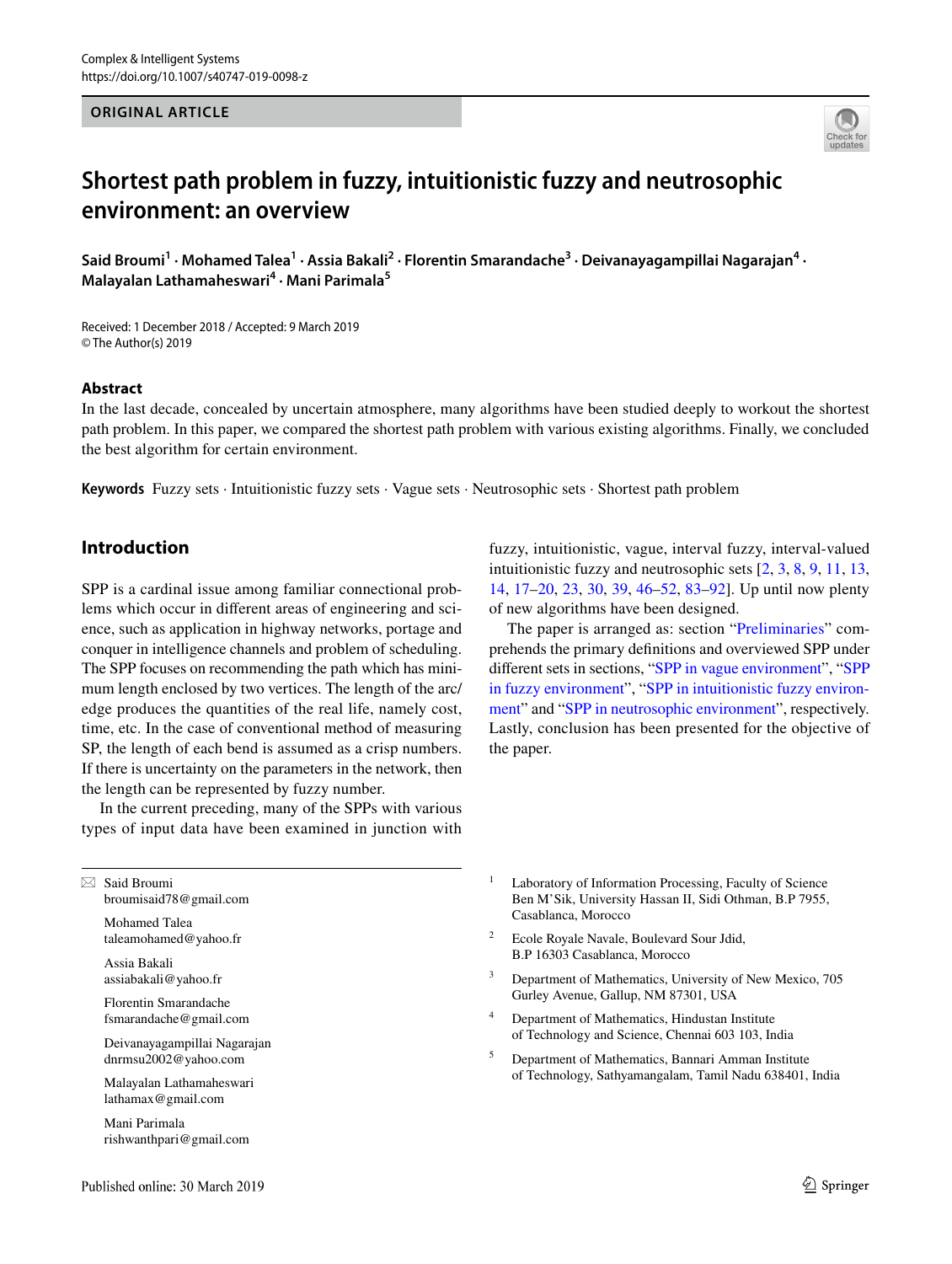ORIGINAL ARTICLE

# Shortest path problem in fuzzy, intuitionistic fuzzy and neutrosophic environment: an overview

**Said Broumi[1] · Mohamed Talea[1] · Assia Bakali[2] · Florentin Smarandache[3] · Deivanayagampillai Nagarajan[4] · Malayalan Lathamaheswari[4] · Mani Parimala[5]**

Received: 1 December 2018 / Accepted: 9 March 2019
© The Author(s) 2019

## Abstract

In the last decade, concealed by uncertain atmosphere, many algorithms have been studied deeply to workout the shortest path problem. In this paper, we compared the shortest path problem with various existing algorithms. Finally, we concluded the best algorithm for certain environment.

**Keywords** Fuzzy sets · Intuitionistic fuzzy sets · Vague sets · Neutrosophic sets · Shortest path problem

## Introduction

SPP is a cardinal issue among familiar connectional problems which occur in different areas of engineering and science, such as application in highway networks, portage and conquer in intelligence channels and problem of scheduling. The SPP focuses on recommending the path which has minimum length enclosed by two vertices. The length of the arc/edge produces the quantities of the real life, namely cost, time, etc. In the case of conventional method of measuring SP, the length of each bend is assumed as a crisp numbers. If there is uncertainty on the parameters in the network, then the length can be represented by fuzzy number.

In the current preceding, many of the SPPs with various types of input data have been examined in junction with fuzzy, intuitionistic, vague, interval fuzzy, interval-valued intuitionistic fuzzy and neutrosophic sets [2, 3, 8, 9, 11, 13, 14, 17–20, 23, 30, 39, 46–52, 83–92]. Up until now plenty of new algorithms have been designed.

The paper is arranged as: section "Preliminaries" comprehends the primary definitions and overviewed SPP under different sets in sections, "SPP in vague environment", "SPP in fuzzy environment", "SPP in intuitionistic fuzzy environment" and "SPP in neutrosophic environment", respectively. Lastly, conclusion has been presented for the objective of the paper.

---

✉ Said Broumi
broumisaid78@gmail.com

Mohamed Talea
taleamohamed@yahoo.fr

Assia Bakali
assiabakali@yahoo.fr

Florentin Smarandache
fsmarandache@gmail.com

Deivanayagampillai Nagarajan
dnrmsu2002@yahoo.com

Malayalan Lathamaheswari
lathamax@gmail.com

Mani Parimala
rishwanthpari@gmail.com

[1] Laboratory of Information Processing, Faculty of Science Ben M'Sik, University Hassan II, Sidi Othman, B.P 7955, Casablanca, Morocco

[2] Ecole Royale Navale, Boulevard Sour Jdid, B.P 16303 Casablanca, Morocco

[3] Department of Mathematics, University of New Mexico, 705 Gurley Avenue, Gallup, NM 87301, USA

[4] Department of Mathematics, Hindustan Institute of Technology and Science, Chennai 603 103, India

[5] Department of Mathematics, Bannari Amman Institute of Technology, Sathyamangalam, Tamil Nadu 638401, India

Published online: 30 March 2019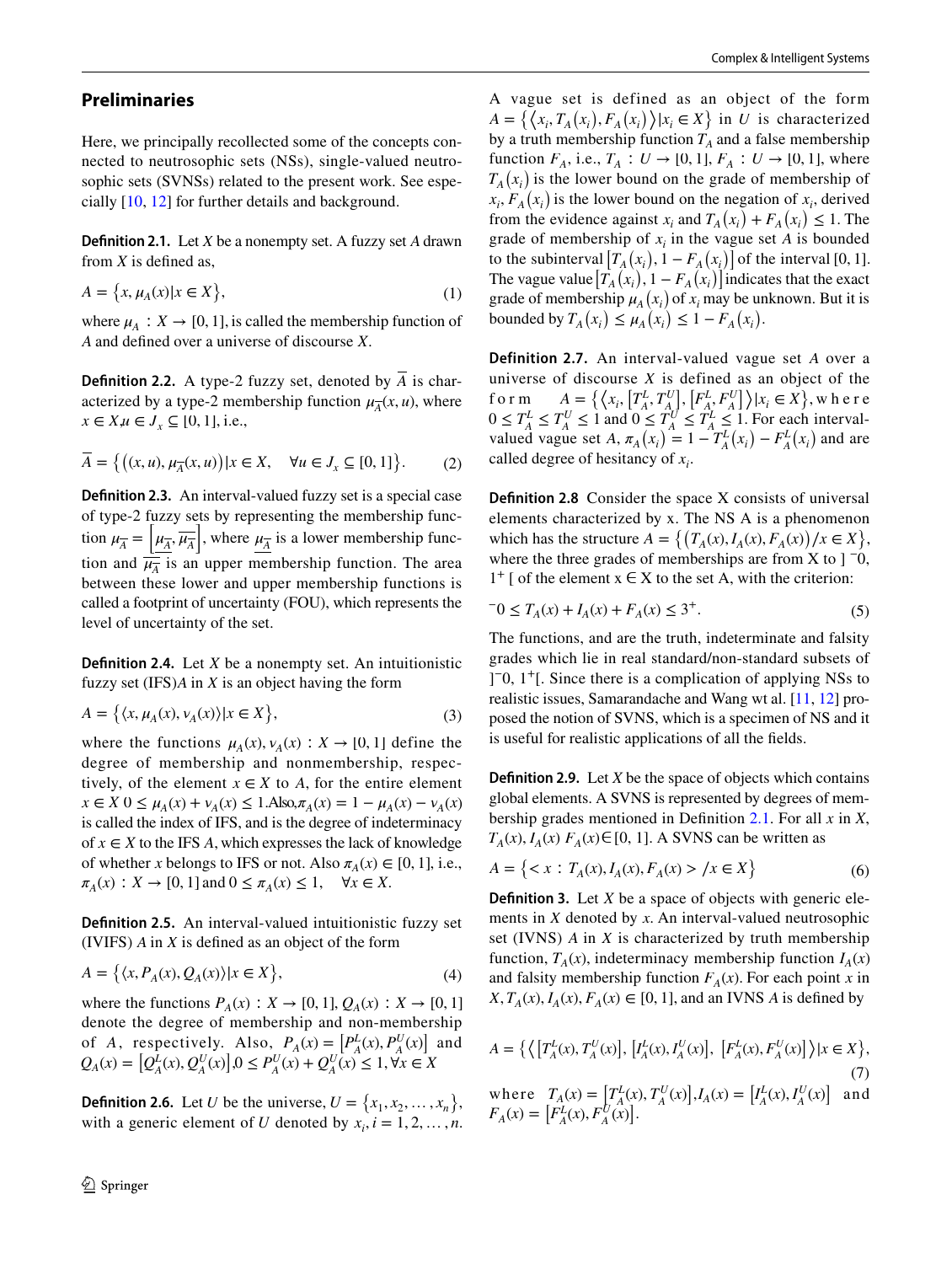## Preliminaries

Here, we principally recollected some of the concepts connected to neutrosophic sets (NSs), single-valued neutrosophic sets (SVNSs) related to the present work. See especially [10, 12] for further details and background.

**Definition 2.1.** Let $X$ be a nonempty set. A fuzzy set $A$ drawn from $X$ is defined as,

$$A = \{x, \mu_A(x) | x \in X\}, \tag{1}$$

where $\mu_A : X \to [0, 1]$, is called the membership function of $A$ and defined over a universe of discourse $X$.

**Definition 2.2.** A type-2 fuzzy set, denoted by $\overline{A}$ is characterized by a type-2 membership function $\mu_{\overline{A}}(x, u)$, where $x \in X, u \in J_x \subseteq [0, 1]$, i.e.,

$$\overline{A} = \{((x, u), \mu_{\overline{A}}(x, u)) | x \in X, \quad \forall u \in J_x \subseteq [0, 1]\}. \tag{2}$$

**Definition 2.3.** An interval-valued fuzzy set is a special case of type-2 fuzzy sets by representing the membership function $\mu_{\overline{A}} = \left[\underline{\mu_{\overline{A}}}, \overline{\mu_{\overline{A}}}\right]$, where $\underline{\mu_{\overline{A}}}$ is a lower membership function and $\overline{\mu_{\overline{A}}}$ is an upper membership function. The area between these lower and upper membership functions is called a footprint of uncertainty (FOU), which represents the level of uncertainty of the set.

**Definition 2.4.** Let $X$ be a nonempty set. An intuitionistic fuzzy set (IFS)$A$ in $X$ is an object having the form

$$A = \{\langle x, \mu_A(x), \nu_A(x)\rangle | x \in X\}, \tag{3}$$

where the functions $\mu_A(x), \nu_A(x) : X \to [0, 1]$ define the degree of membership and nonmembership, respectively, of the element $x \in X$ to $A$, for the entire element $x \in X$ $0 \le \mu_A(x) + \nu_A(x) \le 1$.Also,$\pi_A(x) = 1 - \mu_A(x) - \nu_A(x)$ is called the index of IFS, and is the degree of indeterminacy of $x \in X$ to the IFS $A$, which expresses the lack of knowledge of whether $x$ belongs to IFS or not. Also $\pi_A(x) \in [0, 1]$, i.e., $\pi_A(x) : X \to [0, 1]$ and $0 \le \pi_A(x) \le 1, \quad \forall x \in X$.

**Definition 2.5.** An interval-valued intuitionistic fuzzy set (IVIFS) $A$ in $X$ is defined as an object of the form

$$A = \{\langle x, P_A(x), Q_A(x)\rangle | x \in X\}, \tag{4}$$

where the functions $P_A(x) : X \to [0, 1]$, $Q_A(x) : X \to [0, 1]$ denote the degree of membership and non-membership of $A$, respectively. Also, $P_A(x) = [P_A^L(x), P_A^U(x)]$ and $Q_A(x) = [Q_A^L(x), Q_A^U(x)]$,$0 \le P_A^U(x) + Q_A^U(x) \le 1, \forall x \in X$

**Definition 2.6.** Let $U$ be the universe, $U = \{x_1, x_2, \ldots, x_n\}$, with a generic element of $U$ denoted by $x_i, i = 1, 2, \ldots, n$. A vague set is defined as an object of the form $A = \{\langle x_i, T_A(x_i), F_A(x_i)\rangle | x_i \in X\}$ in $U$ is characterized by a truth membership function $T_A$ and a false membership function $F_A$, i.e., $T_A : U \to [0, 1]$, $F_A : U \to [0, 1]$, where $T_A(x_i)$ is the lower bound on the grade of membership of $x_i$, $F_A(x_i)$ is the lower bound on the negation of $x_i$, derived from the evidence against $x_i$ and $T_A(x_i) + F_A(x_i) \le 1$. The grade of membership of $x_i$ in the vague set $A$ is bounded to the subinterval $[T_A(x_i), 1 - F_A(x_i)]$ of the interval [0, 1]. The vague value $[T_A(x_i), 1 - F_A(x_i)]$ indicates that the exact grade of membership $\mu_A(x_i)$ of $x_i$ may be unknown. But it is bounded by $T_A(x_i) \le \mu_A(x_i) \le 1 - F_A(x_i)$.

**Definition 2.7.** An interval-valued vague set $A$ over a universe of discourse $X$ is defined as an object of the form $A = \{\langle x_i, [T_A^L, T_A^U], [F_A^L, F_A^U]\rangle | x_i \in X\}$, where $0 \le T_A^L \le T_A^U \le 1$ and $0 \le T_A^U \le T_A^L \le 1$. For each interval-valued vague set $A$, $\pi_A(x_i) = 1 - T_A^L(x_i) - F_A^L(x_i)$ and are called degree of hesitancy of $x_i$.

**Definition 2.8** Consider the space X consists of universal elements characterized by x. The NS A is a phenomenon which has the structure $A = \{(T_A(x), I_A(x), F_A(x)) / x \in X\}$, where the three grades of memberships are from X to $]^-0, 1^+[$ of the element $x \in X$ to the set A, with the criterion:

$$^-0 \le T_A(x) + I_A(x) + F_A(x) \le 3^+. \tag{5}$$

The functions, and are the truth, indeterminate and falsity grades which lie in real standard/non-standard subsets of $]^-0, 1^+[$. Since there is a complication of applying NSs to realistic issues, Samarandache and Wang wt al. [11, 12] proposed the notion of SVNS, which is a specimen of NS and it is useful for realistic applications of all the fields.

**Definition 2.9.** Let $X$ be the space of objects which contains global elements. A SVNS is represented by degrees of membership grades mentioned in Definition 2.1. For all $x$ in $X$, $T_A(x), I_A(x)$ $F_A(x) \in [0, 1]$. A SVNS can be written as

$$A = \{< x : T_A(x), I_A(x), F_A(x) > / x \in X\} \tag{6}$$

**Definition 3.** Let $X$ be a space of objects with generic elements in $X$ denoted by $x$. An interval-valued neutrosophic set (IVNS) $A$ in $X$ is characterized by truth membership function, $T_A(x)$, indeterminacy membership function $I_A(x)$ and falsity membership function $F_A(x)$. For each point $x$ in $X, T_A(x), I_A(x), F_A(x) \in [0, 1]$, and an IVNS $A$ is defined by

$$A = \{\langle [T_A^L(x), T_A^U(x)], [I_A^L(x), I_A^U(x)], [F_A^L(x), F_A^U(x)]\rangle | x \in X\}, \tag{7}$$

where $T_A(x) = [T_A^L(x), T_A^U(x)]$,$I_A(x) = [I_A^L(x), I_A^U(x)]$ and $F_A(x) = [F_A^L(x), F_A^U(x)]$.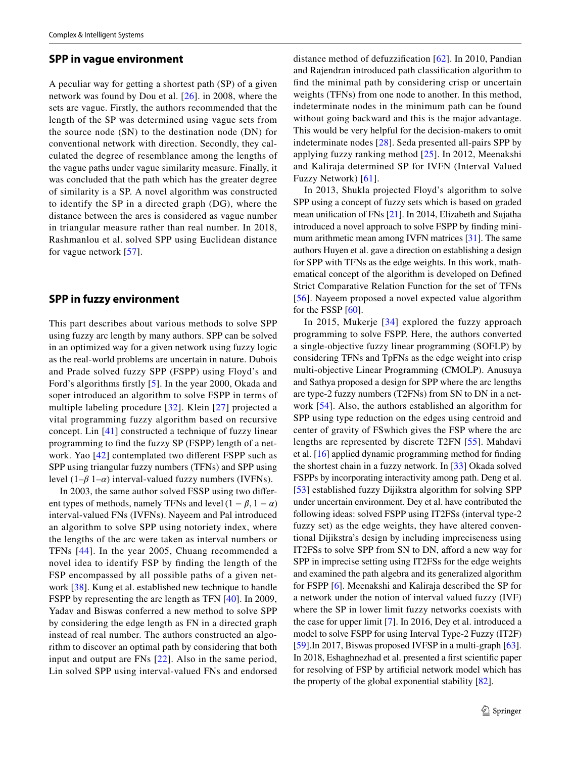## SPP in vague environment

A peculiar way for getting a shortest path (SP) of a given network was found by Dou et al. [26]. in 2008, where the sets are vague. Firstly, the authors recommended that the length of the SP was determined using vague sets from the source node (SN) to the destination node (DN) for conventional network with direction. Secondly, they calculated the degree of resemblance among the lengths of the vague paths under vague similarity measure. Finally, it was concluded that the path which has the greater degree of similarity is a SP. A novel algorithm was constructed to identify the SP in a directed graph (DG), where the distance between the arcs is considered as vague number in triangular measure rather than real number. In 2018, Rashmanlou et al. solved SPP using Euclidean distance for vague network [57].

## SPP in fuzzy environment

This part describes about various methods to solve SPP using fuzzy arc length by many authors. SPP can be solved in an optimized way for a given network using fuzzy logic as the real-world problems are uncertain in nature. Dubois and Prade solved fuzzy SPP (FSPP) using Floyd's and Ford's algorithms firstly [5]. In the year 2000, Okada and soper introduced an algorithm to solve FSPP in terms of multiple labeling procedure [32]. Klein [27] projected a vital programming fuzzy algorithm based on recursive concept. Lin [41] constructed a technique of fuzzy linear programming to find the fuzzy SP (FSPP) length of a network. Yao [42] contemplated two different FSPP such as SPP using triangular fuzzy numbers (TFNs) and SPP using level ($1–\beta$ $1–\alpha$) interval-valued fuzzy numbers (IVFNs).

In 2003, the same author solved FSSP using two different types of methods, namely TFNs and level $(1-\beta, 1-\alpha)$ interval-valued FNs (IVFNs). Nayeem and Pal introduced an algorithm to solve SPP using notoriety index, where the lengths of the arc were taken as interval numbers or TFNs [44]. In the year 2005, Chuang recommended a novel idea to identify FSP by finding the length of the FSP encompassed by all possible paths of a given network [38]. Kung et al. established new technique to handle FSPP by representing the arc length as TFN [40]. In 2009, Yadav and Biswas conferred a new method to solve SPP by considering the edge length as FN in a directed graph instead of real number. The authors constructed an algorithm to discover an optimal path by considering that both input and output are FNs [22]. Also in the same period, Lin solved SPP using interval-valued FNs and endorsed distance method of defuzzification [62]. In 2010, Pandian and Rajendran introduced path classification algorithm to find the minimal path by considering crisp or uncertain weights (TFNs) from one node to another. In this method, indeterminate nodes in the minimum path can be found without going backward and this is the major advantage. This would be very helpful for the decision-makers to omit indeterminate nodes [28]. Seda presented all-pairs SPP by applying fuzzy ranking method [25]. In 2012, Meenakshi and Kaliraja determined SP for IVFN (Interval Valued Fuzzy Network) [61].

In 2013, Shukla projected Floyd's algorithm to solve SPP using a concept of fuzzy sets which is based on graded mean unification of FNs [21]. In 2014, Elizabeth and Sujatha introduced a novel approach to solve FSPP by finding minimum arithmetic mean among IVFN matrices [31]. The same authors Huyen et al. gave a direction on establishing a design for SPP with TFNs as the edge weights. In this work, mathematical concept of the algorithm is developed on Defined Strict Comparative Relation Function for the set of TFNs [56]. Nayeem proposed a novel expected value algorithm for the FSSP [60].

In 2015, Mukerje [34] explored the fuzzy approach programming to solve FSPP. Here, the authors converted a single-objective fuzzy linear programming (SOFLP) by considering TFNs and TpFNs as the edge weight into crisp multi-objective Linear Programming (CMOLP). Anusuya and Sathya proposed a design for SPP where the arc lengths are type-2 fuzzy numbers (T2FNs) from SN to DN in a network [54]. Also, the authors established an algorithm for SPP using type reduction on the edges using centroid and center of gravity of FSwhich gives the FSP where the arc lengths are represented by discrete T2FN [55]. Mahdavi et al. [16] applied dynamic programming method for finding the shortest chain in a fuzzy network. In [33] Okada solved FSPPs by incorporating interactivity among path. Deng et al. [53] established fuzzy Dijikstra algorithm for solving SPP under uncertain environment. Dey et al. have contributed the following ideas: solved FSPP using IT2FSs (interval type-2 fuzzy set) as the edge weights, they have altered conventional Dijikstra's design by including impreciseness using IT2FSs to solve SPP from SN to DN, afford a new way for SPP in imprecise setting using IT2FSs for the edge weights and examined the path algebra and its generalized algorithm for FSPP [6]. Meenakshi and Kaliraja described the SP for a network under the notion of interval valued fuzzy (IVF) where the SP in lower limit fuzzy networks coexists with the case for upper limit [7]. In 2016, Dey et al. introduced a model to solve FSPP for using Interval Type-2 Fuzzy (IT2F) [59].In 2017, Biswas proposed IVFSP in a multi-graph [63]. In 2018, Eshaghnezhad et al. presented a first scientific paper for resolving of FSP by artificial network model which has the property of the global exponential stability [82].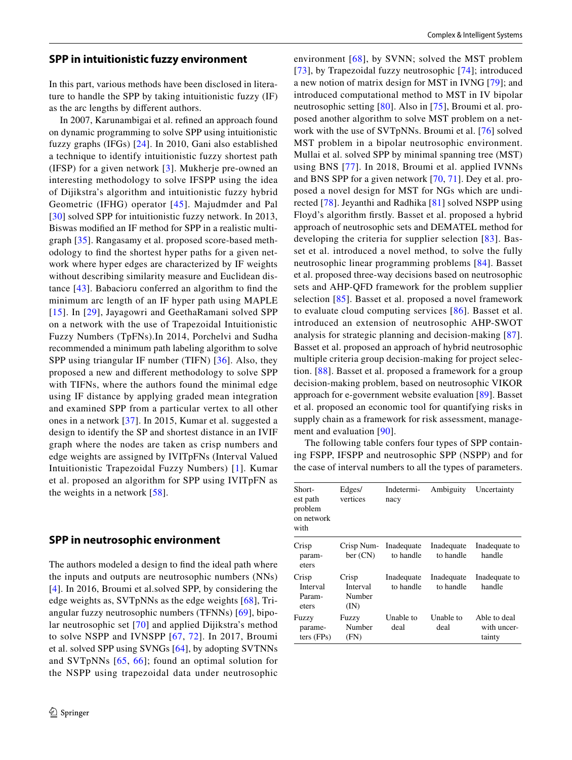## SPP in intuitionistic fuzzy environment

In this part, various methods have been disclosed in literature to handle the SPP by taking intuitionistic fuzzy (IF) as the arc lengths by different authors.

In 2007, Karunambigai et al. refined an approach found on dynamic programming to solve SPP using intuitionistic fuzzy graphs (IFGs) [24]. In 2010, Gani also established a technique to identify intuitionistic fuzzy shortest path (IFSP) for a given network [3]. Mukherje pre-owned an interesting methodology to solve IFSPP using the idea of Dijikstra's algorithm and intuitionistic fuzzy hybrid Geometric (IFHG) operator [45]. Majudmder and Pal [30] solved SPP for intuitionistic fuzzy network. In 2013, Biswas modified an IF method for SPP in a realistic multigraph [35]. Rangasamy et al. proposed score-based methodology to find the shortest hyper paths for a given network where hyper edges are characterized by IF weights without describing similarity measure and Euclidean distance [43]. Babacioru conferred an algorithm to find the minimum arc length of an IF hyper path using MAPLE [15]. In [29], Jayagowri and GeethaRamani solved SPP on a network with the use of Trapezoidal Intuitionistic Fuzzy Numbers (TpFNs).In 2014, Porchelvi and Sudha recommended a minimum path labeling algorithm to solve SPP using triangular IF number (TIFN) [36]. Also, they proposed a new and different methodology to solve SPP with TIFNs, where the authors found the minimal edge using IF distance by applying graded mean integration and examined SPP from a particular vertex to all other ones in a network [37]. In 2015, Kumar et al. suggested a design to identify the SP and shortest distance in an IVIF graph where the nodes are taken as crisp numbers and edge weights are assigned by IVITpFNs (Interval Valued Intuitionistic Trapezoidal Fuzzy Numbers) [1]. Kumar et al. proposed an algorithm for SPP using IVITpFN as the weights in a network [58].

## SPP in neutrosophic environment

The authors modeled a design to find the ideal path where the inputs and outputs are neutrosophic numbers (NNs) [4]. In 2016, Broumi et al.solved SPP, by considering the edge weights as, SVTpNNs as the edge weights [68], Triangular fuzzy neutrosophic numbers (TFNNs) [69], bipolar neutrosophic set [70] and applied Dijikstra's method to solve NSPP and IVNSPP [67, 72]. In 2017, Broumi et al. solved SPP using SVNGs [64], by adopting SVTNNs and SVTpNNs [65, 66]; found an optimal solution for the NSPP using trapezoidal data under neutrosophic environment [68], by SVNN; solved the MST problem [73], by Trapezoidal fuzzy neutrosophic [74]; introduced a new notion of matrix design for MST in IVNG [79]; and introduced computational method to MST in IV bipolar neutrosophic setting [80]. Also in [75], Broumi et al. proposed another algorithm to solve MST problem on a network with the use of SVTpNNs. Broumi et al. [76] solved MST problem in a bipolar neutrosophic environment. Mullai et al. solved SPP by minimal spanning tree (MST) using BNS [77]. In 2018, Broumi et al. applied IVNNs and BNS SPP for a given network [70, 71]. Dey et al. proposed a novel design for MST for NGs which are undirected [78]. Jeyanthi and Radhika [81] solved NSPP using Floyd's algorithm firstly. Basset et al. proposed a hybrid approach of neutrosophic sets and DEMATEL method for developing the criteria for supplier selection [83]. Basset et al. introduced a novel method, to solve the fully neutrosophic linear programming problems [84]. Basset et al. proposed three-way decisions based on neutrosophic sets and AHP-QFD framework for the problem supplier selection [85]. Basset et al. proposed a novel framework to evaluate cloud computing services [86]. Basset et al. introduced an extension of neutrosophic AHP-SWOT analysis for strategic planning and decision-making [87]. Basset et al. proposed an approach of hybrid neutrosophic multiple criteria group decision-making for project selection. [88]. Basset et al. proposed a framework for a group decision-making problem, based on neutrosophic VIKOR approach for e-government website evaluation [89]. Basset et al. proposed an economic tool for quantifying risks in supply chain as a framework for risk assessment, management and evaluation [90].

The following table confers four types of SPP containing FSPP, IFSPP and neutrosophic SPP (NSPP) and for the case of interval numbers to all the types of parameters.

| Shortest path problem on network with | Edges/vertices | Indeterminacy | Ambiguity | Uncertainty |
|---|---|---|---|---|
| Crisp parameters | Crisp Number (CN) | Inadequate to handle | Inadequate to handle | Inadequate to handle |
| Crisp Interval Parameters | Crisp Interval Number (IN) | Inadequate to handle | Inadequate to handle | Inadequate to handle |
| Fuzzy parameters (FPs) | Fuzzy Number (FN) | Unable to deal | Unable to deal | Able to deal with uncertainty |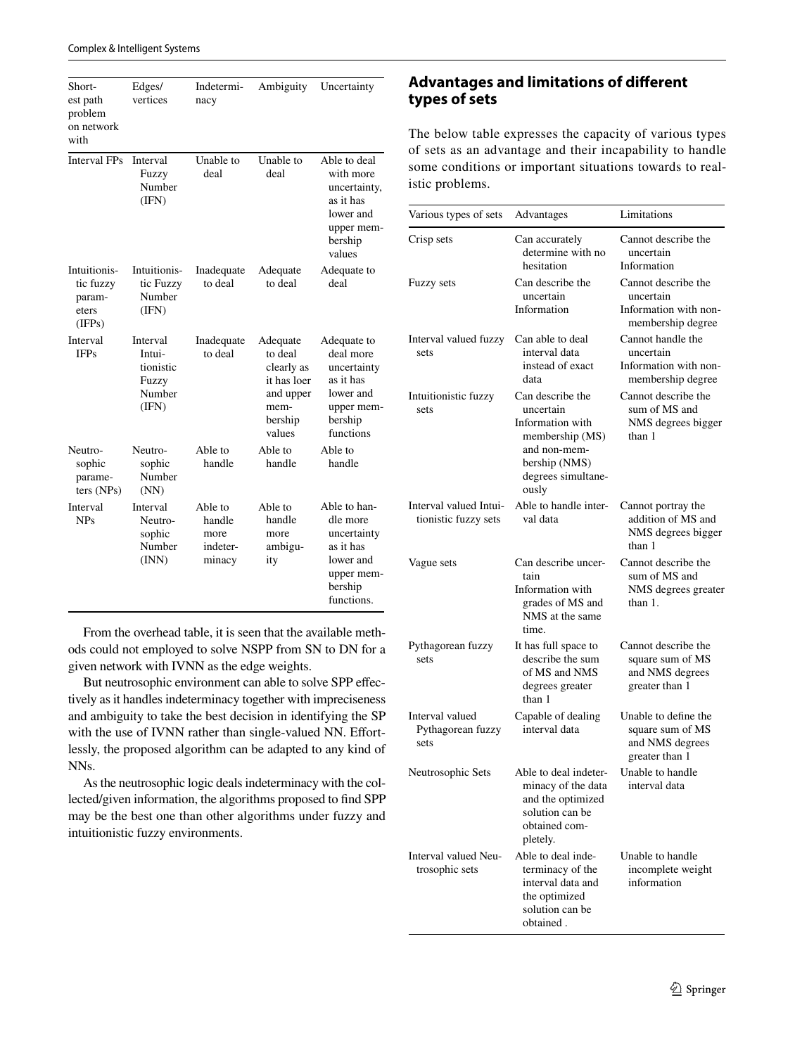| Shortest path problem on network with | Edges/vertices | Indeterminacy | Ambiguity | Uncertainty |
|---|---|---|---|---|
| Interval FPs | Interval Fuzzy Number (IFN) | Unable to deal | Unable to deal | Able to deal with more uncertainty, as it has lower and upper membership values |
| Intuitionistic fuzzy parameters (IFPs) | Intuitionistic Fuzzy Number (IFN) | Inadequate to deal | Adequate to deal | Adequate to deal |
| Interval IFPs | Interval Intuitionistic Fuzzy Number (IFN) | Inadequate to deal | Adequate to deal clearly as it has loer and upper membership values | Adequate to deal more uncertainty as it has lower and upper membership functions |
| Neutrosophic parameters (NPs) | Neutrosophic Number (NN) | Able to handle | Able to handle | Able to handle |
| Interval NPs | Interval Neutrosophic Number (INN) | Able to handle more indeterminacy | Able to handle more ambiguity | Able to handle more uncertainty as it has lower and upper membership functions. |

From the overhead table, it is seen that the available methods could not employed to solve NSPP from SN to DN for a given network with IVNN as the edge weights.

But neutrosophic environment can able to solve SPP effectively as it handles indeterminacy together with impreciseness and ambiguity to take the best decision in identifying the SP with the use of IVNN rather than single-valued NN. Effortlessly, the proposed algorithm can be adapted to any kind of NNs.

As the neutrosophic logic deals indeterminacy with the collected/given information, the algorithms proposed to find SPP may be the best one than other algorithms under fuzzy and intuitionistic fuzzy environments.

## Advantages and limitations of different types of sets

The below table expresses the capacity of various types of sets as an advantage and their incapability to handle some conditions or important situations towards to realistic problems.

| Various types of sets | Advantages | Limitations |
|---|---|---|
| Crisp sets | Can accurately determine with no hesitation | Cannot describe the uncertain Information |
| Fuzzy sets | Can describe the uncertain Information | Cannot describe the uncertain Information with non-membership degree |
| Interval valued fuzzy sets | Can able to deal interval data instead of exact data | Cannot handle the uncertain Information with non-membership degree |
| Intuitionistic fuzzy sets | Can describe the uncertain Information with membership (MS) and non-membership (NMS) degrees simultaneously | Cannot describe the sum of MS and NMS degrees bigger than 1 |
| Interval valued Intuitionistic fuzzy sets | Able to handle interval data | Cannot portray the addition of MS and NMS degrees bigger than 1 |
| Vague sets | Can describe uncertain Information with grades of MS and NMS at the same time. | Cannot describe the sum of MS and NMS degrees greater than 1. |
| Pythagorean fuzzy sets | It has full space to describe the sum of MS and NMS degrees greater than 1 | Cannot describe the square sum of MS and NMS degrees greater than 1 |
| Interval valued Pythagorean fuzzy sets | Capable of dealing interval data | Unable to define the square sum of MS and NMS degrees greater than 1 |
| Neutrosophic Sets | Able to deal indeterminacy of the data and the optimized solution can be obtained completely. | Unable to handle interval data |
| Interval valued Neutrosophic sets | Able to deal indeterminacy of the interval data and the optimized solution can be obtained . | Unable to handle incomplete weight information |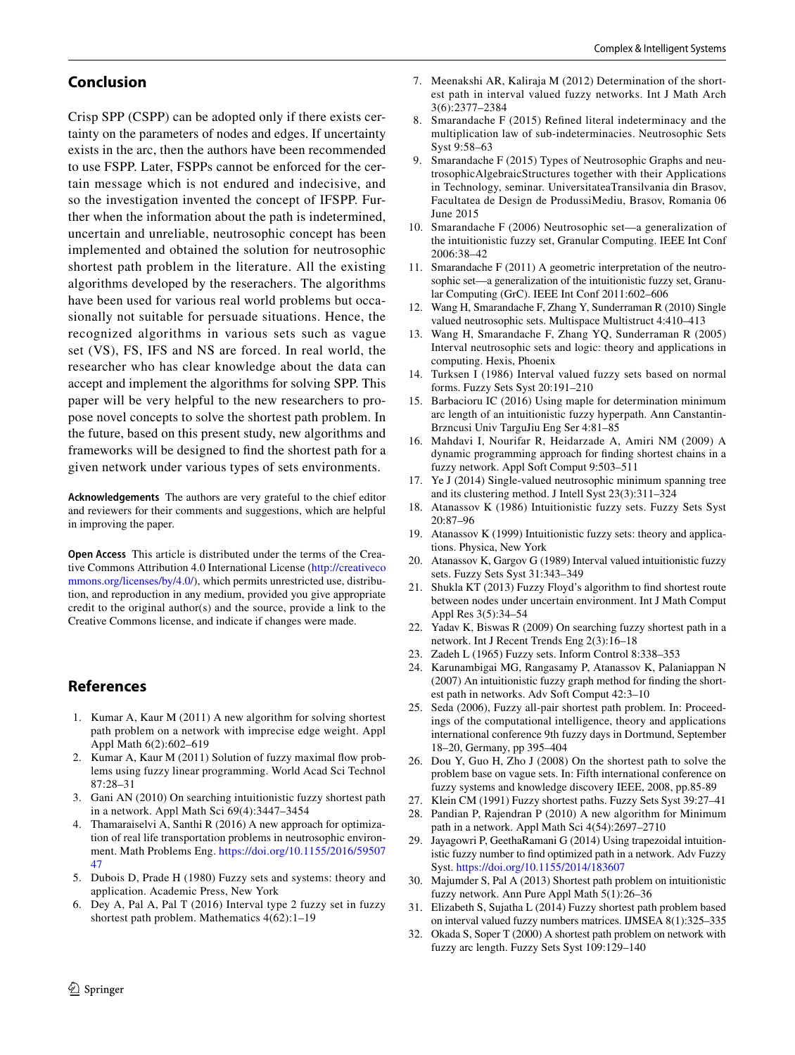## Conclusion

Crisp SPP (CSPP) can be adopted only if there exists certainty on the parameters of nodes and edges. If uncertainty exists in the arc, then the authors have been recommended to use FSPP. Later, FSPPs cannot be enforced for the certain message which is not endured and indecisive, and so the investigation invented the concept of IFSPP. Further when the information about the path is indetermined, uncertain and unreliable, neutrosophic concept has been implemented and obtained the solution for neutrosophic shortest path problem in the literature. All the existing algorithms developed by the reserachers. The algorithms have been used for various real world problems but occasionally not suitable for persuade situations. Hence, the recognized algorithms in various sets such as vague set (VS), FS, IFS and NS are forced. In real world, the researcher who has clear knowledge about the data can accept and implement the algorithms for solving SPP. This paper will be very helpful to the new researchers to propose novel concepts to solve the shortest path problem. In the future, based on this present study, new algorithms and frameworks will be designed to find the shortest path for a given network under various types of sets environments.

**Acknowledgements** The authors are very grateful to the chief editor and reviewers for their comments and suggestions, which are helpful in improving the paper.

**Open Access** This article is distributed under the terms of the Creative Commons Attribution 4.0 International License (http://creativecommons.org/licenses/by/4.0/), which permits unrestricted use, distribution, and reproduction in any medium, provided you give appropriate credit to the original author(s) and the source, provide a link to the Creative Commons license, and indicate if changes were made.

## References

1. Kumar A, Kaur M (2011) A new algorithm for solving shortest path problem on a network with imprecise edge weight. Appl Appl Math 6(2):602–619
2. Kumar A, Kaur M (2011) Solution of fuzzy maximal flow problems using fuzzy linear programming. World Acad Sci Technol 87:28–31
3. Gani AN (2010) On searching intuitionistic fuzzy shortest path in a network. Appl Math Sci 69(4):3447–3454
4. Thamaraiselvi A, Santhi R (2016) A new approach for optimization of real life transportation problems in neutrosophic environment. Math Problems Eng. https://doi.org/10.1155/2016/5950747
5. Dubois D, Prade H (1980) Fuzzy sets and systems: theory and application. Academic Press, New York
6. Dey A, Pal A, Pal T (2016) Interval type 2 fuzzy set in fuzzy shortest path problem. Mathematics 4(62):1–19
7. Meenakshi AR, Kaliraja M (2012) Determination of the shortest path in interval valued fuzzy networks. Int J Math Arch 3(6):2377–2384
8. Smarandache F (2015) Refined literal indeterminacy and the multiplication law of sub-indeterminacies. Neutrosophic Sets Syst 9:58–63
9. Smarandache F (2015) Types of Neutrosophic Graphs and neutrosophicAlgebraicStructures together with their Applications in Technology, seminar. UniversitateaTransilvania din Brasov, Facultatea de Design de ProdussiMediu, Brasov, Romania 06 June 2015
10. Smarandache F (2006) Neutrosophic set—a generalization of the intuitionistic fuzzy set, Granular Computing. IEEE Int Conf 2006:38–42
11. Smarandache F (2011) A geometric interpretation of the neutrosophic set—a generalization of the intuitionistic fuzzy set, Granular Computing (GrC). IEEE Int Conf 2011:602–606
12. Wang H, Smarandache F, Zhang Y, Sunderraman R (2010) Single valued neutrosophic sets. Multispace Multistruct 4:410–413
13. Wang H, Smarandache F, Zhang YQ, Sunderraman R (2005) Interval neutrosophic sets and logic: theory and applications in computing. Hexis, Phoenix
14. Turksen I (1986) Interval valued fuzzy sets based on normal forms. Fuzzy Sets Syst 20:191–210
15. Barbacioru IC (2016) Using maple for determination minimum arc length of an intuitionistic fuzzy hyperpath. Ann Canstantin-Brzncusi Univ TarguJiu Eng Ser 4:81–85
16. Mahdavi I, Nourifar R, Heidarzade A, Amiri NM (2009) A dynamic programming approach for finding shortest chains in a fuzzy network. Appl Soft Comput 9:503–511
17. Ye J (2014) Single-valued neutrosophic minimum spanning tree and its clustering method. J Intell Syst 23(3):311–324
18. Atanassov K (1986) Intuitionistic fuzzy sets. Fuzzy Sets Syst 20:87–96
19. Atanassov K (1999) Intuitionistic fuzzy sets: theory and applications. Physica, New York
20. Atanassov K, Gargov G (1989) Interval valued intuitionistic fuzzy sets. Fuzzy Sets Syst 31:343–349
21. Shukla KT (2013) Fuzzy Floyd's algorithm to find shortest route between nodes under uncertain environment. Int J Math Comput Appl Res 3(5):34–54
22. Yadav K, Biswas R (2009) On searching fuzzy shortest path in a network. Int J Recent Trends Eng 2(3):16–18
23. Zadeh L (1965) Fuzzy sets. Inform Control 8:338–353
24. Karunambigai MG, Rangasamy P, Atanassov K, Palaniappan N (2007) An intuitionistic fuzzy graph method for finding the shortest path in networks. Adv Soft Comput 42:3–10
25. Seda (2006), Fuzzy all-pair shortest path problem. In: Proceedings of the computational intelligence, theory and applications international conference 9th fuzzy days in Dortmund, September 18–20, Germany, pp 395–404
26. Dou Y, Guo H, Zho J (2008) On the shortest path to solve the problem base on vague sets. In: Fifth international conference on fuzzy systems and knowledge discovery IEEE, 2008, pp.85-89
27. Klein CM (1991) Fuzzy shortest paths. Fuzzy Sets Syst 39:27–41
28. Pandian P, Rajendran P (2010) A new algorithm for Minimum path in a network. Appl Math Sci 4(54):2697–2710
29. Jayagowri P, GeethaRamani G (2014) Using trapezoidal intuitionistic fuzzy number to find optimized path in a network. Adv Fuzzy Syst. https://doi.org/10.1155/2014/183607
30. Majumder S, Pal A (2013) Shortest path problem on intuitionistic fuzzy network. Ann Pure Appl Math 5(1):26–36
31. Elizabeth S, Sujatha L (2014) Fuzzy shortest path problem based on interval valued fuzzy numbers matrices. IJMSEA 8(1):325–335
32. Okada S, Soper T (2000) A shortest path problem on network with fuzzy arc length. Fuzzy Sets Syst 109:129–140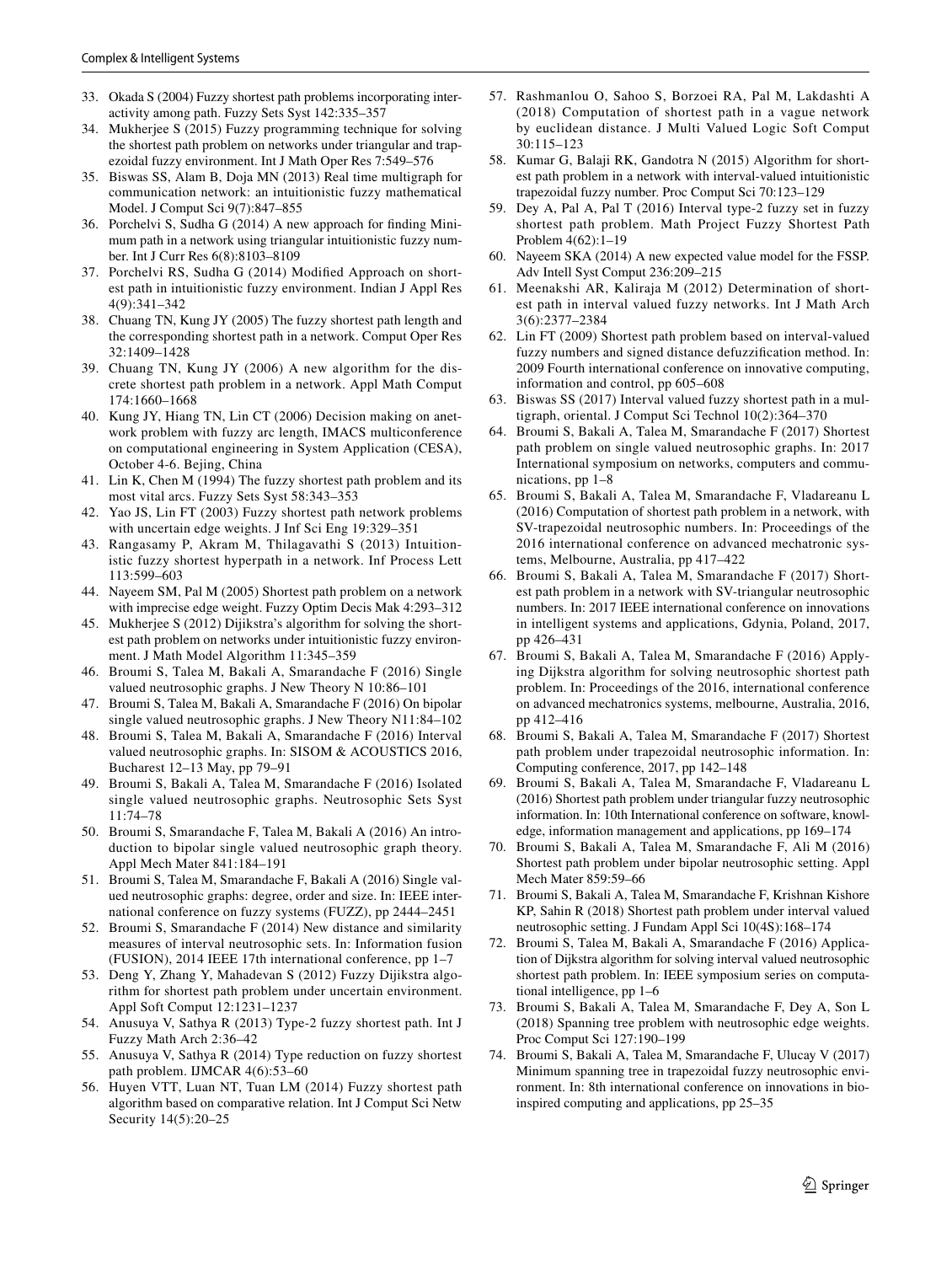33. Okada S (2004) Fuzzy shortest path problems incorporating interactivity among path. Fuzzy Sets Syst 142:335–357
34. Mukherjee S (2015) Fuzzy programming technique for solving the shortest path problem on networks under triangular and trapezoidal fuzzy environment. Int J Math Oper Res 7:549–576
35. Biswas SS, Alam B, Doja MN (2013) Real time multigraph for communication network: an intuitionistic fuzzy mathematical Model. J Comput Sci 9(7):847–855
36. Porchelvi S, Sudha G (2014) A new approach for finding Minimum path in a network using triangular intuitionistic fuzzy number. Int J Curr Res 6(8):8103–8109
37. Porchelvi RS, Sudha G (2014) Modified Approach on shortest path in intuitionistic fuzzy environment. Indian J Appl Res 4(9):341–342
38. Chuang TN, Kung JY (2005) The fuzzy shortest path length and the corresponding shortest path in a network. Comput Oper Res 32:1409–1428
39. Chuang TN, Kung JY (2006) A new algorithm for the discrete shortest path problem in a network. Appl Math Comput 174:1660–1668
40. Kung JY, Hiang TN, Lin CT (2006) Decision making on anetwork problem with fuzzy arc length, IMACS multiconference on computational engineering in System Application (CESA), October 4-6. Bejing, China
41. Lin K, Chen M (1994) The fuzzy shortest path problem and its most vital arcs. Fuzzy Sets Syst 58:343–353
42. Yao JS, Lin FT (2003) Fuzzy shortest path network problems with uncertain edge weights. J Inf Sci Eng 19:329–351
43. Rangasamy P, Akram M, Thilagavathi S (2013) Intuitionistic fuzzy shortest hyperpath in a network. Inf Process Lett 113:599–603
44. Nayeem SM, Pal M (2005) Shortest path problem on a network with imprecise edge weight. Fuzzy Optim Decis Mak 4:293–312
45. Mukherjee S (2012) Dijikstra's algorithm for solving the shortest path problem on networks under intuitionistic fuzzy environment. J Math Model Algorithm 11:345–359
46. Broumi S, Talea M, Bakali A, Smarandache F (2016) Single valued neutrosophic graphs. J New Theory N 10:86–101
47. Broumi S, Talea M, Bakali A, Smarandache F (2016) On bipolar single valued neutrosophic graphs. J New Theory N11:84–102
48. Broumi S, Talea M, Bakali A, Smarandache F (2016) Interval valued neutrosophic graphs. In: SISOM & ACOUSTICS 2016, Bucharest 12–13 May, pp 79–91
49. Broumi S, Bakali A, Talea M, Smarandache F (2016) Isolated single valued neutrosophic graphs. Neutrosophic Sets Syst 11:74–78
50. Broumi S, Smarandache F, Talea M, Bakali A (2016) An introduction to bipolar single valued neutrosophic graph theory. Appl Mech Mater 841:184–191
51. Broumi S, Talea M, Smarandache F, Bakali A (2016) Single valued neutrosophic graphs: degree, order and size. In: IEEE international conference on fuzzy systems (FUZZ), pp 2444–2451
52. Broumi S, Smarandache F (2014) New distance and similarity measures of interval neutrosophic sets. In: Information fusion (FUSION), 2014 IEEE 17th international conference, pp 1–7
53. Deng Y, Zhang Y, Mahadevan S (2012) Fuzzy Dijikstra algorithm for shortest path problem under uncertain environment. Appl Soft Comput 12:1231–1237
54. Anusuya V, Sathya R (2013) Type-2 fuzzy shortest path. Int J Fuzzy Math Arch 2:36–42
55. Anusuya V, Sathya R (2014) Type reduction on fuzzy shortest path problem. IJMCAR 4(6):53–60
56. Huyen VTT, Luan NT, Tuan LM (2014) Fuzzy shortest path algorithm based on comparative relation. Int J Comput Sci Netw Security 14(5):20–25
57. Rashmanlou O, Sahoo S, Borzoei RA, Pal M, Lakdashti A (2018) Computation of shortest path in a vague network by euclidean distance. J Multi Valued Logic Soft Comput 30:115–123
58. Kumar G, Balaji RK, Gandotra N (2015) Algorithm for shortest path problem in a network with interval-valued intuitionistic trapezoidal fuzzy number. Proc Comput Sci 70:123–129
59. Dey A, Pal A, Pal T (2016) Interval type-2 fuzzy set in fuzzy shortest path problem. Math Project Fuzzy Shortest Path Problem 4(62):1–19
60. Nayeem SKA (2014) A new expected value model for the FSSP. Adv Intell Syst Comput 236:209–215
61. Meenakshi AR, Kaliraja M (2012) Determination of shortest path in interval valued fuzzy networks. Int J Math Arch 3(6):2377–2384
62. Lin FT (2009) Shortest path problem based on interval-valued fuzzy numbers and signed distance defuzzification method. In: 2009 Fourth international conference on innovative computing, information and control, pp 605–608
63. Biswas SS (2017) Interval valued fuzzy shortest path in a multigraph, oriental. J Comput Sci Technol 10(2):364–370
64. Broumi S, Bakali A, Talea M, Smarandache F (2017) Shortest path problem on single valued neutrosophic graphs. In: 2017 International symposium on networks, computers and communications, pp 1–8
65. Broumi S, Bakali A, Talea M, Smarandache F, Vladareanu L (2016) Computation of shortest path problem in a network, with SV-trapezoidal neutrosophic numbers. In: Proceedings of the 2016 international conference on advanced mechatronic systems, Melbourne, Australia, pp 417–422
66. Broumi S, Bakali A, Talea M, Smarandache F (2017) Shortest path problem in a network with SV-triangular neutrosophic numbers. In: 2017 IEEE international conference on innovations in intelligent systems and applications, Gdynia, Poland, 2017, pp 426–431
67. Broumi S, Bakali A, Talea M, Smarandache F (2016) Applying Dijkstra algorithm for solving neutrosophic shortest path problem. In: Proceedings of the 2016, international conference on advanced mechatronics systems, melbourne, Australia, 2016, pp 412–416
68. Broumi S, Bakali A, Talea M, Smarandache F (2017) Shortest path problem under trapezoidal neutrosophic information. In: Computing conference, 2017, pp 142–148
69. Broumi S, Bakali A, Talea M, Smarandache F, Vladareanu L (2016) Shortest path problem under triangular fuzzy neutrosophic information. In: 10th International conference on software, knowledge, information management and applications, pp 169–174
70. Broumi S, Bakali A, Talea M, Smarandache F, Ali M (2016) Shortest path problem under bipolar neutrosophic setting. Appl Mech Mater 859:59–66
71. Broumi S, Bakali A, Talea M, Smarandache F, Krishnan Kishore KP, Sahin R (2018) Shortest path problem under interval valued neutrosophic setting. J Fundam Appl Sci 10(4S):168–174
72. Broumi S, Talea M, Bakali A, Smarandache F (2016) Application of Dijkstra algorithm for solving interval valued neutrosophic shortest path problem. In: IEEE symposium series on computational intelligence, pp 1–6
73. Broumi S, Bakali A, Talea M, Smarandache F, Dey A, Son L (2018) Spanning tree problem with neutrosophic edge weights. Proc Comput Sci 127:190–199
74. Broumi S, Bakali A, Talea M, Smarandache F, Ulucay V (2017) Minimum spanning tree in trapezoidal fuzzy neutrosophic environment. In: 8th international conference on innovations in bio-inspired computing and applications, pp 25–35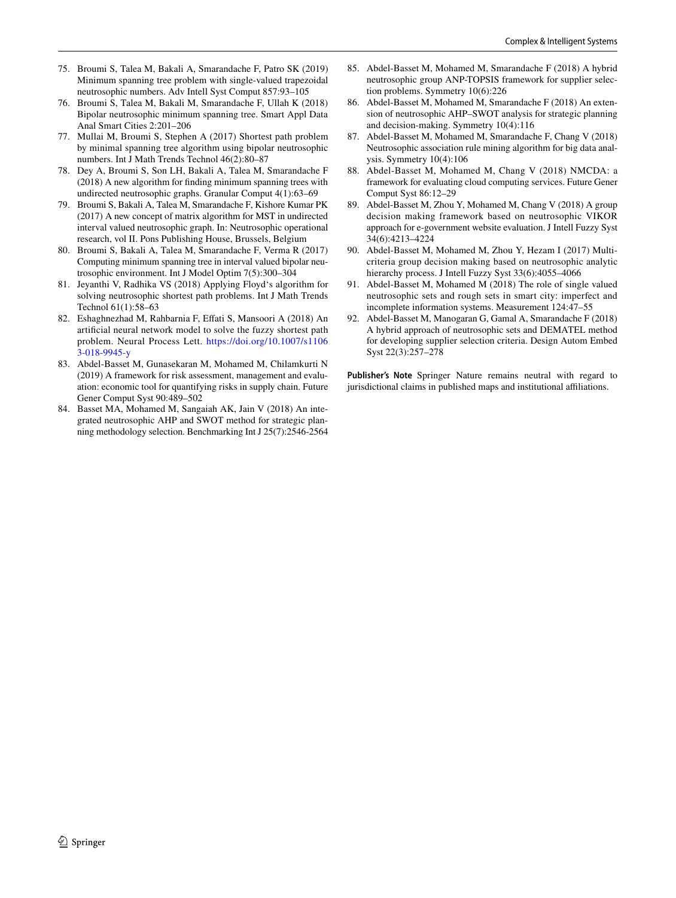75. Broumi S, Talea M, Bakali A, Smarandache F, Patro SK (2019) Minimum spanning tree problem with single-valued trapezoidal neutrosophic numbers. Adv Intell Syst Comput 857:93–105
76. Broumi S, Talea M, Bakali M, Smarandache F, Ullah K (2018) Bipolar neutrosophic minimum spanning tree. Smart Appl Data Anal Smart Cities 2:201–206
77. Mullai M, Broumi S, Stephen A (2017) Shortest path problem by minimal spanning tree algorithm using bipolar neutrosophic numbers. Int J Math Trends Technol 46(2):80–87
78. Dey A, Broumi S, Son LH, Bakali A, Talea M, Smarandache F (2018) A new algorithm for finding minimum spanning trees with undirected neutrosophic graphs. Granular Comput 4(1):63–69
79. Broumi S, Bakali A, Talea M, Smarandache F, Kishore Kumar PK (2017) A new concept of matrix algorithm for MST in undirected interval valued neutrosophic graph. In: Neutrosophic operational research, vol II. Pons Publishing House, Brussels, Belgium
80. Broumi S, Bakali A, Talea M, Smarandache F, Verma R (2017) Computing minimum spanning tree in interval valued bipolar neutrosophic environment. Int J Model Optim 7(5):300–304
81. Jeyanthi V, Radhika VS (2018) Applying Floyd's algorithm for solving neutrosophic shortest path problems. Int J Math Trends Technol 61(1):58–63
82. Eshaghnezhad M, Rahbarnia F, Effati S, Mansoori A (2018) An artificial neural network model to solve the fuzzy shortest path problem. Neural Process Lett. https://doi.org/10.1007/s11063-018-9945-y
83. Abdel-Basset M, Gunasekaran M, Mohamed M, Chilamkurti N (2019) A framework for risk assessment, management and evaluation: economic tool for quantifying risks in supply chain. Future Gener Comput Syst 90:489–502
84. Basset MA, Mohamed M, Sangaiah AK, Jain V (2018) An integrated neutrosophic AHP and SWOT method for strategic planning methodology selection. Benchmarking Int J 25(7):2546-2564
85. Abdel-Basset M, Mohamed M, Smarandache F (2018) A hybrid neutrosophic group ANP-TOPSIS framework for supplier selection problems. Symmetry 10(6):226
86. Abdel-Basset M, Mohamed M, Smarandache F (2018) An extension of neutrosophic AHP–SWOT analysis for strategic planning and decision-making. Symmetry 10(4):116
87. Abdel-Basset M, Mohamed M, Smarandache F, Chang V (2018) Neutrosophic association rule mining algorithm for big data analysis. Symmetry 10(4):106
88. Abdel-Basset M, Mohamed M, Chang V (2018) NMCDA: a framework for evaluating cloud computing services. Future Gener Comput Syst 86:12–29
89. Abdel-Basset M, Zhou Y, Mohamed M, Chang V (2018) A group decision making framework based on neutrosophic VIKOR approach for e-government website evaluation. J Intell Fuzzy Syst 34(6):4213–4224
90. Abdel-Basset M, Mohamed M, Zhou Y, Hezam I (2017) Multi-criteria group decision making based on neutrosophic analytic hierarchy process. J Intell Fuzzy Syst 33(6):4055–4066
91. Abdel-Basset M, Mohamed M (2018) The role of single valued neutrosophic sets and rough sets in smart city: imperfect and incomplete information systems. Measurement 124:47–55
92. Abdel-Basset M, Manogaran G, Gamal A, Smarandache F (2018) A hybrid approach of neutrosophic sets and DEMATEL method for developing supplier selection criteria. Design Autom Embed Syst 22(3):257–278

**Publisher's Note** Springer Nature remains neutral with regard to jurisdictional claims in published maps and institutional affiliations.